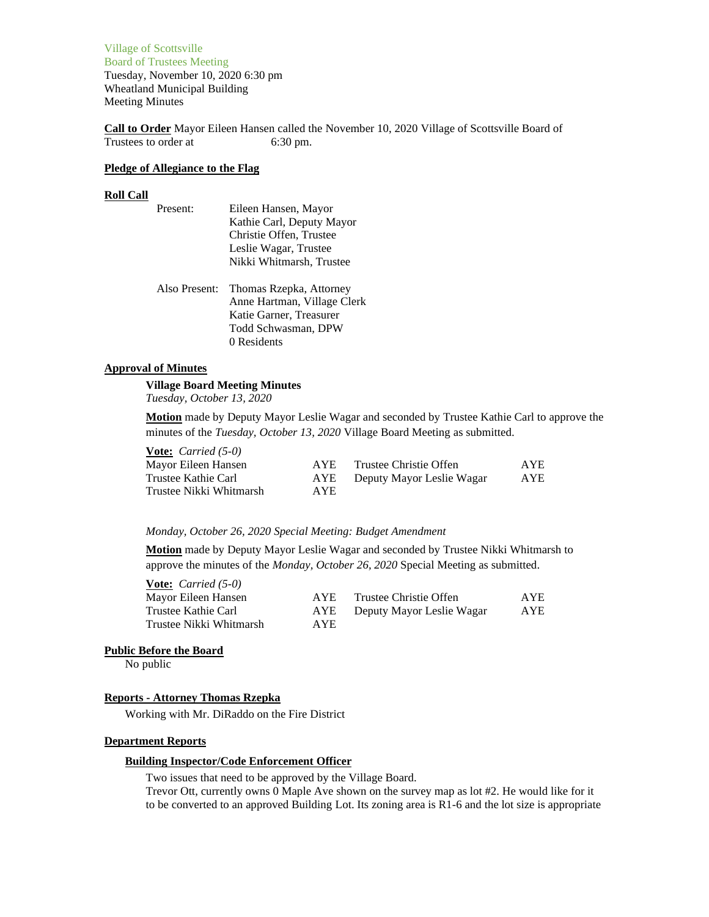Village of Scottsville
Board of Trustees Meeting
Tuesday, November 10, 2020 6:30 pm
Wheatland Municipal Building
Meeting Minutes

**Call to Order** Mayor Eileen Hansen called the November 10, 2020 Village of Scottsville Board of Trustees to order at 6:30 pm.

**Pledge of Allegiance to the Flag**

**Roll Call**

Present:
- Eileen Hansen, Mayor
- Kathie Carl, Deputy Mayor
- Christie Offen, Trustee
- Leslie Wagar, Trustee
- Nikki Whitmarsh, Trustee

Also Present:
- Thomas Rzepka, Attorney
- Anne Hartman, Village Clerk
- Katie Garner, Treasurer
- Todd Schwasman, DPW
- 0 Residents

**Approval of Minutes**

**Village Board Meeting Minutes**
*Tuesday, October 13, 2020*

**Motion** made by Deputy Mayor Leslie Wagar and seconded by Trustee Kathie Carl to approve the minutes of the *Tuesday, October 13, 2020* Village Board Meeting as submitted.

**Vote:** *Carried (5-0)*

| | | | |
|---|---|---|---|
| Mayor Eileen Hansen | AYE | Trustee Christie Offen | AYE |
| Trustee Kathie Carl | AYE | Deputy Mayor Leslie Wagar | AYE |
| Trustee Nikki Whitmarsh | AYE | | |

*Monday, October 26, 2020 Special Meeting: Budget Amendment*

**Motion** made by Deputy Mayor Leslie Wagar and seconded by Trustee Nikki Whitmarsh to approve the minutes of the *Monday, October 26, 2020* Special Meeting as submitted.

**Vote:** *Carried (5-0)*

| | | | |
|---|---|---|---|
| Mayor Eileen Hansen | AYE | Trustee Christie Offen | AYE |
| Trustee Kathie Carl | AYE | Deputy Mayor Leslie Wagar | AYE |
| Trustee Nikki Whitmarsh | AYE | | |

**Public Before the Board**

No public

**Reports - Attorney Thomas Rzepka**

Working with Mr. DiRaddo on the Fire District

**Department Reports**

**Building Inspector/Code Enforcement Officer**

Two issues that need to be approved by the Village Board.
Trevor Ott, currently owns 0 Maple Ave shown on the survey map as lot #2. He would like for it to be converted to an approved Building Lot. Its zoning area is R1-6 and the lot size is appropriate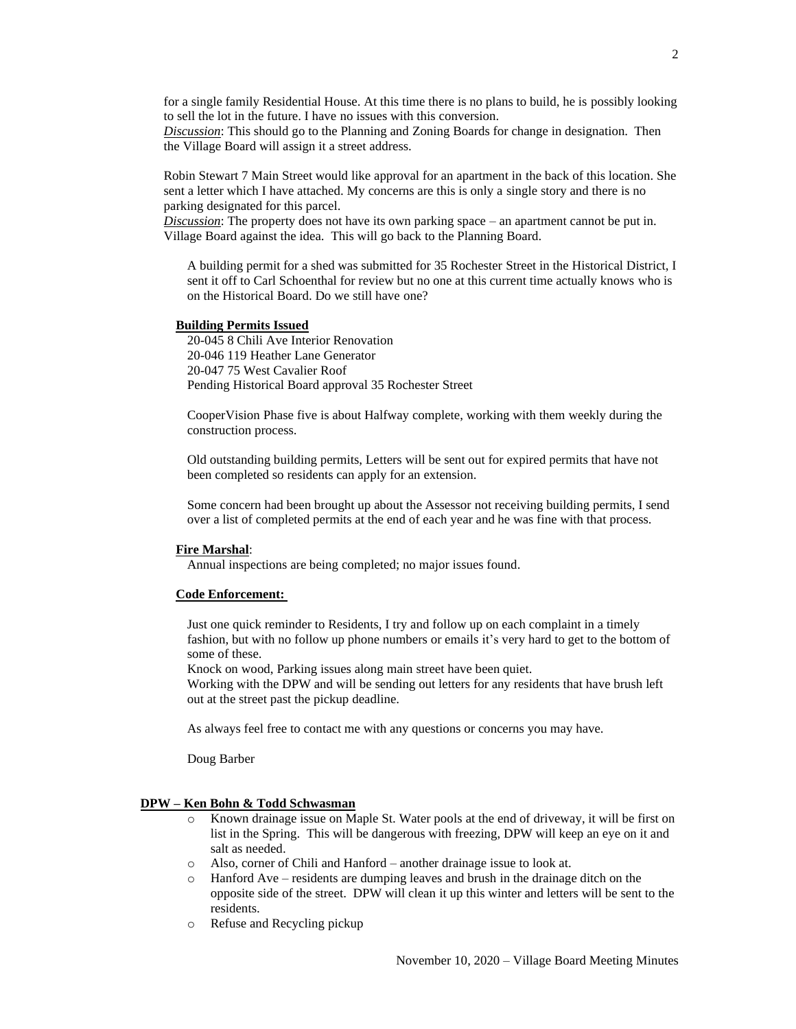for a single family Residential House. At this time there is no plans to build, he is possibly looking to sell the lot in the future. I have no issues with this conversion.

***Discussion***: This should go to the Planning and Zoning Boards for change in designation. Then the Village Board will assign it a street address.

Robin Stewart 7 Main Street would like approval for an apartment in the back of this location. She sent a letter which I have attached. My concerns are this is only a single story and there is no parking designated for this parcel.

***Discussion***: The property does not have its own parking space – an apartment cannot be put in. Village Board against the idea. This will go back to the Planning Board.

A building permit for a shed was submitted for 35 Rochester Street in the Historical District, I sent it off to Carl Schoenthal for review but no one at this current time actually knows who is on the Historical Board. Do we still have one?

**Building Permits Issued**

20-045 8 Chili Ave Interior Renovation
20-046 119 Heather Lane Generator
20-047 75 West Cavalier Roof
Pending Historical Board approval 35 Rochester Street

CooperVision Phase five is about Halfway complete, working with them weekly during the construction process.

Old outstanding building permits, Letters will be sent out for expired permits that have not been completed so residents can apply for an extension.

Some concern had been brought up about the Assessor not receiving building permits, I send over a list of completed permits at the end of each year and he was fine with that process.

**Fire Marshal**:

Annual inspections are being completed; no major issues found.

**Code Enforcement:**

Just one quick reminder to Residents, I try and follow up on each complaint in a timely fashion, but with no follow up phone numbers or emails it's very hard to get to the bottom of some of these.
Knock on wood, Parking issues along main street have been quiet.
Working with the DPW and will be sending out letters for any residents that have brush left out at the street past the pickup deadline.

As always feel free to contact me with any questions or concerns you may have.

Doug Barber

**DPW – Ken Bohn & Todd Schwasman**

- Known drainage issue on Maple St. Water pools at the end of driveway, it will be first on list in the Spring. This will be dangerous with freezing, DPW will keep an eye on it and salt as needed.
- Also, corner of Chili and Hanford – another drainage issue to look at.
- Hanford Ave – residents are dumping leaves and brush in the drainage ditch on the opposite side of the street. DPW will clean it up this winter and letters will be sent to the residents.
- Refuse and Recycling pickup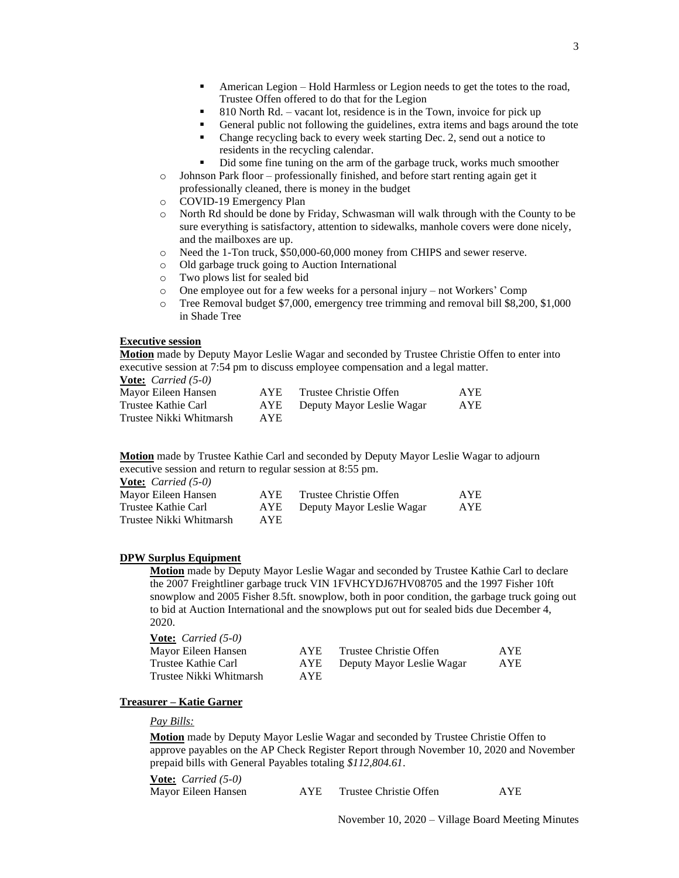- American Legion – Hold Harmless or Legion needs to get the totes to the road, Trustee Offen offered to do that for the Legion
    - 810 North Rd. – vacant lot, residence is in the Town, invoice for pick up
    - General public not following the guidelines, extra items and bags around the tote
    - Change recycling back to every week starting Dec. 2, send out a notice to residents in the recycling calendar.
    - Did some fine tuning on the arm of the garbage truck, works much smoother
  - Johnson Park floor – professionally finished, and before start renting again get it professionally cleaned, there is money in the budget
  - COVID-19 Emergency Plan
  - North Rd should be done by Friday, Schwasman will walk through with the County to be sure everything is satisfactory, attention to sidewalks, manhole covers were done nicely, and the mailboxes are up.
  - Need the 1-Ton truck, $50,000-60,000 money from CHIPS and sewer reserve.
  - Old garbage truck going to Auction International
  - Two plows list for sealed bid
  - One employee out for a few weeks for a personal injury – not Workers' Comp
  - Tree Removal budget $7,000, emergency tree trimming and removal bill $8,200, $1,000 in Shade Tree

**Executive session**

**Motion** made by Deputy Mayor Leslie Wagar and seconded by Trustee Christie Offen to enter into executive session at 7:54 pm to discuss employee compensation and a legal matter.

**Vote:** *Carried (5-0)*

| | | | |
|---|---|---|---|
| Mayor Eileen Hansen | AYE | Trustee Christie Offen | AYE |
| Trustee Kathie Carl | AYE | Deputy Mayor Leslie Wagar | AYE |
| Trustee Nikki Whitmarsh | AYE | | |

**Motion** made by Trustee Kathie Carl and seconded by Deputy Mayor Leslie Wagar to adjourn executive session and return to regular session at 8:55 pm.

**Vote:** *Carried (5-0)*

| | | | |
|---|---|---|---|
| Mayor Eileen Hansen | AYE | Trustee Christie Offen | AYE |
| Trustee Kathie Carl | AYE | Deputy Mayor Leslie Wagar | AYE |
| Trustee Nikki Whitmarsh | AYE | | |

**DPW Surplus Equipment**

**Motion** made by Deputy Mayor Leslie Wagar and seconded by Trustee Kathie Carl to declare the 2007 Freightliner garbage truck VIN 1FVHCYDJ67HV08705 and the 1997 Fisher 10ft snowplow and 2005 Fisher 8.5ft. snowplow, both in poor condition, the garbage truck going out to bid at Auction International and the snowplows put out for sealed bids due December 4, 2020.

**Vote:** *Carried (5-0)*

| | | | |
|---|---|---|---|
| Mayor Eileen Hansen | AYE | Trustee Christie Offen | AYE |
| Trustee Kathie Carl | AYE | Deputy Mayor Leslie Wagar | AYE |
| Trustee Nikki Whitmarsh | AYE | | |

**Treasurer – Katie Garner**

*Pay Bills:*

**Motion** made by Deputy Mayor Leslie Wagar and seconded by Trustee Christie Offen to approve payables on the AP Check Register Report through November 10, 2020 and November prepaid bills with General Payables totaling *$112,804.61*.

**Vote:** *Carried (5-0)*

| | | | |
|---|---|---|---|
| Mayor Eileen Hansen | AYE | Trustee Christie Offen | AYE |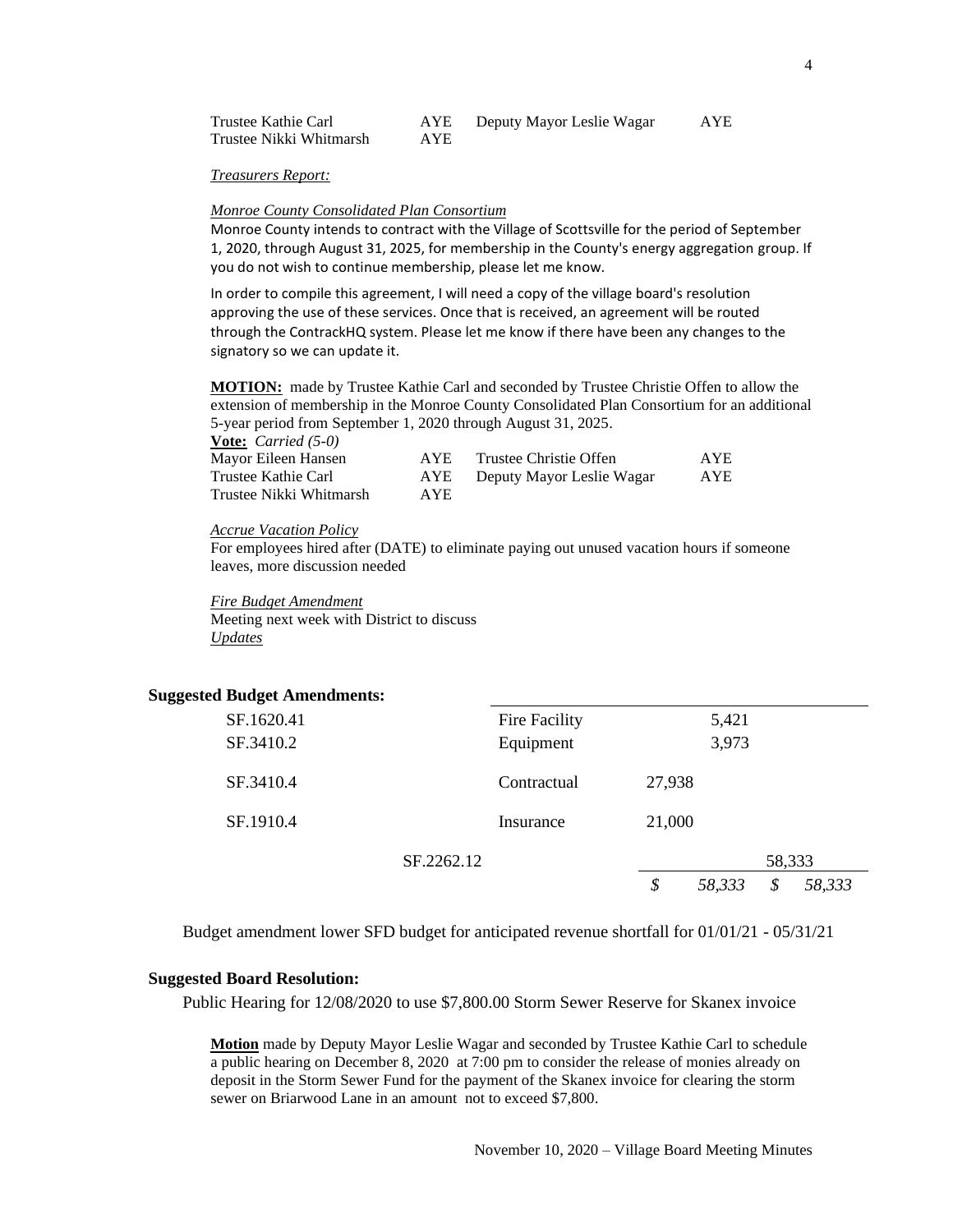| | | | |
|---|---|---|---|
| Trustee Kathie Carl | AYE | Deputy Mayor Leslie Wagar | AYE |
| Trustee Nikki Whitmarsh | AYE | | |

*Treasurers Report:*

*Monroe County Consolidated Plan Consortium*

Monroe County intends to contract with the Village of Scottsville for the period of September 1, 2020, through August 31, 2025, for membership in the County's energy aggregation group. If you do not wish to continue membership, please let me know.

In order to compile this agreement, I will need a copy of the village board's resolution approving the use of these services. Once that is received, an agreement will be routed through the ContrackHQ system. Please let me know if there have been any changes to the signatory so we can update it.

**MOTION:** made by Trustee Kathie Carl and seconded by Trustee Christie Offen to allow the extension of membership in the Monroe County Consolidated Plan Consortium for an additional 5-year period from September 1, 2020 through August 31, 2025.

**Vote:** *Carried (5-0)*

| | | | |
|---|---|---|---|
| Mayor Eileen Hansen | AYE | Trustee Christie Offen | AYE |
| Trustee Kathie Carl | AYE | Deputy Mayor Leslie Wagar | AYE |
| Trustee Nikki Whitmarsh | AYE | | |

*Accrue Vacation Policy*

For employees hired after (DATE) to eliminate paying out unused vacation hours if someone leaves, more discussion needed

*Fire Budget Amendment*

Meeting next week with District to discuss

*Updates*

**Suggested Budget Amendments:**

| | | | |
|---|---|---|---|
| SF.1620.41 | Fire Facility | | 5,421 |
| SF.3410.2 | Equipment | | 3,973 |
| SF.3410.4 | Contractual | 27,938 | |
| SF.1910.4 | Insurance | 21,000 | |
| SF.2262.12 | | | 58,333 |
| | | *$ 58,333* | *$ 58,333* |

Budget amendment lower SFD budget for anticipated revenue shortfall for 01/01/21 - 05/31/21

**Suggested Board Resolution:**

Public Hearing for 12/08/2020 to use $7,800.00 Storm Sewer Reserve for Skanex invoice

**Motion** made by Deputy Mayor Leslie Wagar and seconded by Trustee Kathie Carl to schedule a public hearing on December 8, 2020 at 7:00 pm to consider the release of monies already on deposit in the Storm Sewer Fund for the payment of the Skanex invoice for clearing the storm sewer on Briarwood Lane in an amount not to exceed $7,800.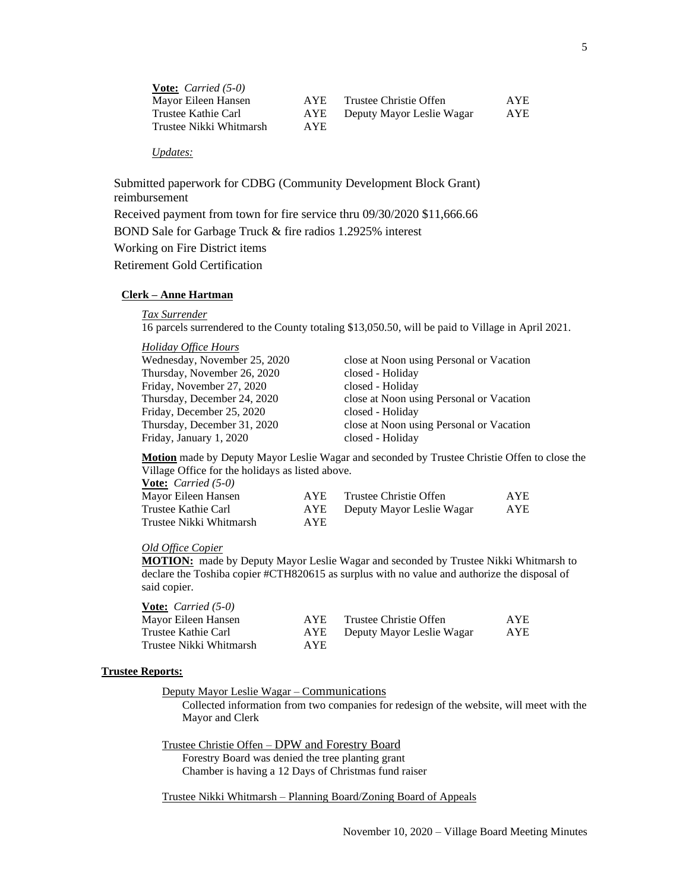**Vote:** *Carried (5-0)*

| | | | |
|---|---|---|---|
| Mayor Eileen Hansen | AYE | Trustee Christie Offen | AYE |
| Trustee Kathie Carl | AYE | Deputy Mayor Leslie Wagar | AYE |
| Trustee Nikki Whitmarsh | AYE | | |

*Updates:*

Submitted paperwork for CDBG (Community Development Block Grant) reimbursement

Received payment from town for fire service thru 09/30/2020 $11,666.66

BOND Sale for Garbage Truck & fire radios 1.2925% interest

Working on Fire District items

Retirement Gold Certification

**Clerk – Anne Hartman**

*Tax Surrender*

16 parcels surrendered to the County totaling $13,050.50, will be paid to Village in April 2021.

*Holiday Office Hours*

| | |
|---|---|
| Wednesday, November 25, 2020 | close at Noon using Personal or Vacation |
| Thursday, November 26, 2020 | closed - Holiday |
| Friday, November 27, 2020 | closed - Holiday |
| Thursday, December 24, 2020 | close at Noon using Personal or Vacation |
| Friday, December 25, 2020 | closed - Holiday |
| Thursday, December 31, 2020 | close at Noon using Personal or Vacation |
| Friday, January 1, 2020 | closed - Holiday |

**Motion** made by Deputy Mayor Leslie Wagar and seconded by Trustee Christie Offen to close the Village Office for the holidays as listed above.

**Vote:** *Carried (5-0)*

| | | | |
|---|---|---|---|
| Mayor Eileen Hansen | AYE | Trustee Christie Offen | AYE |
| Trustee Kathie Carl | AYE | Deputy Mayor Leslie Wagar | AYE |
| Trustee Nikki Whitmarsh | AYE | | |

*Old Office Copier*

**MOTION:** made by Deputy Mayor Leslie Wagar and seconded by Trustee Nikki Whitmarsh to declare the Toshiba copier #CTH820615 as surplus with no value and authorize the disposal of said copier.

**Vote:** *Carried (5-0)*

| | | | |
|---|---|---|---|
| Mayor Eileen Hansen | AYE | Trustee Christie Offen | AYE |
| Trustee Kathie Carl | AYE | Deputy Mayor Leslie Wagar | AYE |
| Trustee Nikki Whitmarsh | AYE | | |

**Trustee Reports:**

Deputy Mayor Leslie Wagar – Communications

Collected information from two companies for redesign of the website, will meet with the Mayor and Clerk

Trustee Christie Offen – DPW and Forestry Board

Forestry Board was denied the tree planting grant

Chamber is having a 12 Days of Christmas fund raiser

Trustee Nikki Whitmarsh – Planning Board/Zoning Board of Appeals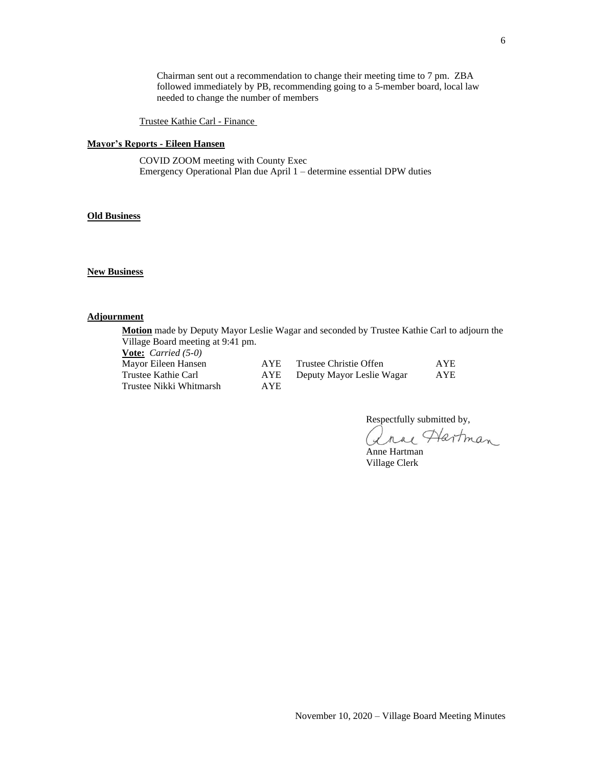Chairman sent out a recommendation to change their meeting time to 7 pm. ZBA followed immediately by PB, recommending going to a 5-member board, local law needed to change the number of members

Trustee Kathie Carl - Finance

**Mayor's Reports - Eileen Hansen**

COVID ZOOM meeting with County Exec
Emergency Operational Plan due April 1 – determine essential DPW duties

**Old Business**

**New Business**

**Adjournment**

**Motion** made by Deputy Mayor Leslie Wagar and seconded by Trustee Kathie Carl to adjourn the Village Board meeting at 9:41 pm.

**Vote:** *Carried (5-0)*

| | | | |
|---|---|---|---|
| Mayor Eileen Hansen | AYE | Trustee Christie Offen | AYE |
| Trustee Kathie Carl | AYE | Deputy Mayor Leslie Wagar | AYE |
| Trustee Nikki Whitmarsh | AYE | | |

Respectfully submitted by,

Anne Hartman

Anne Hartman
Village Clerk